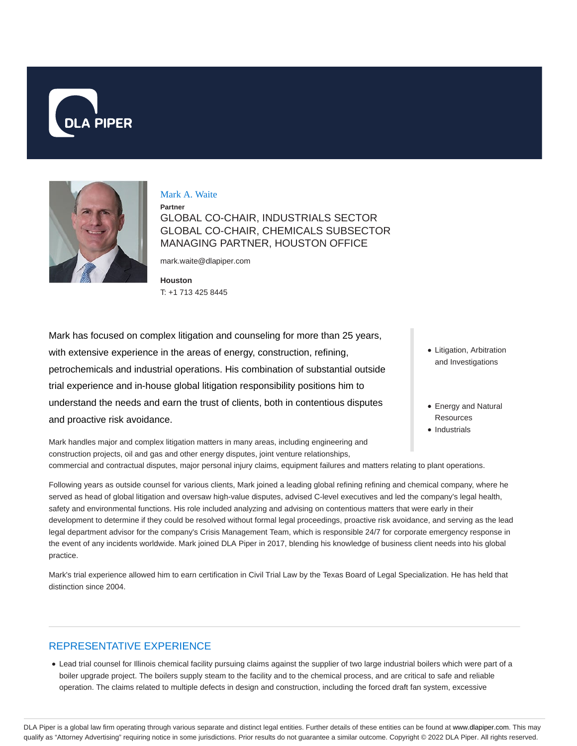DLA PIPER

## Mark A. Waite

**Partner**

GLOBAL CO-CHAIR, INDUSTRIALS SECTOR
GLOBAL CO-CHAIR, CHEMICALS SUBSECTOR
MANAGING PARTNER, HOUSTON OFFICE

mark.waite@dlapiper.com

**Houston**
T: +1 713 425 8445

- Litigation, Arbitration and Investigations
- Energy and Natural Resources
- Industrials

Mark has focused on complex litigation and counseling for more than 25 years, with extensive experience in the areas of energy, construction, refining, petrochemicals and industrial operations. His combination of substantial outside trial experience and in-house global litigation responsibility positions him to understand the needs and earn the trust of clients, both in contentious disputes and proactive risk avoidance.

Mark handles major and complex litigation matters in many areas, including engineering and construction projects, oil and gas and other energy disputes, joint venture relationships, commercial and contractual disputes, major personal injury claims, equipment failures and matters relating to plant operations.

Following years as outside counsel for various clients, Mark joined a leading global refining refining and chemical company, where he served as head of global litigation and oversaw high-value disputes, advised C-level executives and led the company's legal health, safety and environmental functions. His role included analyzing and advising on contentious matters that were early in their development to determine if they could be resolved without formal legal proceedings, proactive risk avoidance, and serving as the lead legal department advisor for the company's Crisis Management Team, which is responsible 24/7 for corporate emergency response in the event of any incidents worldwide. Mark joined DLA Piper in 2017, blending his knowledge of business client needs into his global practice.

Mark's trial experience allowed him to earn certification in Civil Trial Law by the Texas Board of Legal Specialization. He has held that distinction since 2004.

## REPRESENTATIVE EXPERIENCE

- Lead trial counsel for Illinois chemical facility pursuing claims against the supplier of two large industrial boilers which were part of a boiler upgrade project. The boilers supply steam to the facility and to the chemical process, and are critical to safe and reliable operation. The claims related to multiple defects in design and construction, including the forced draft fan system, excessive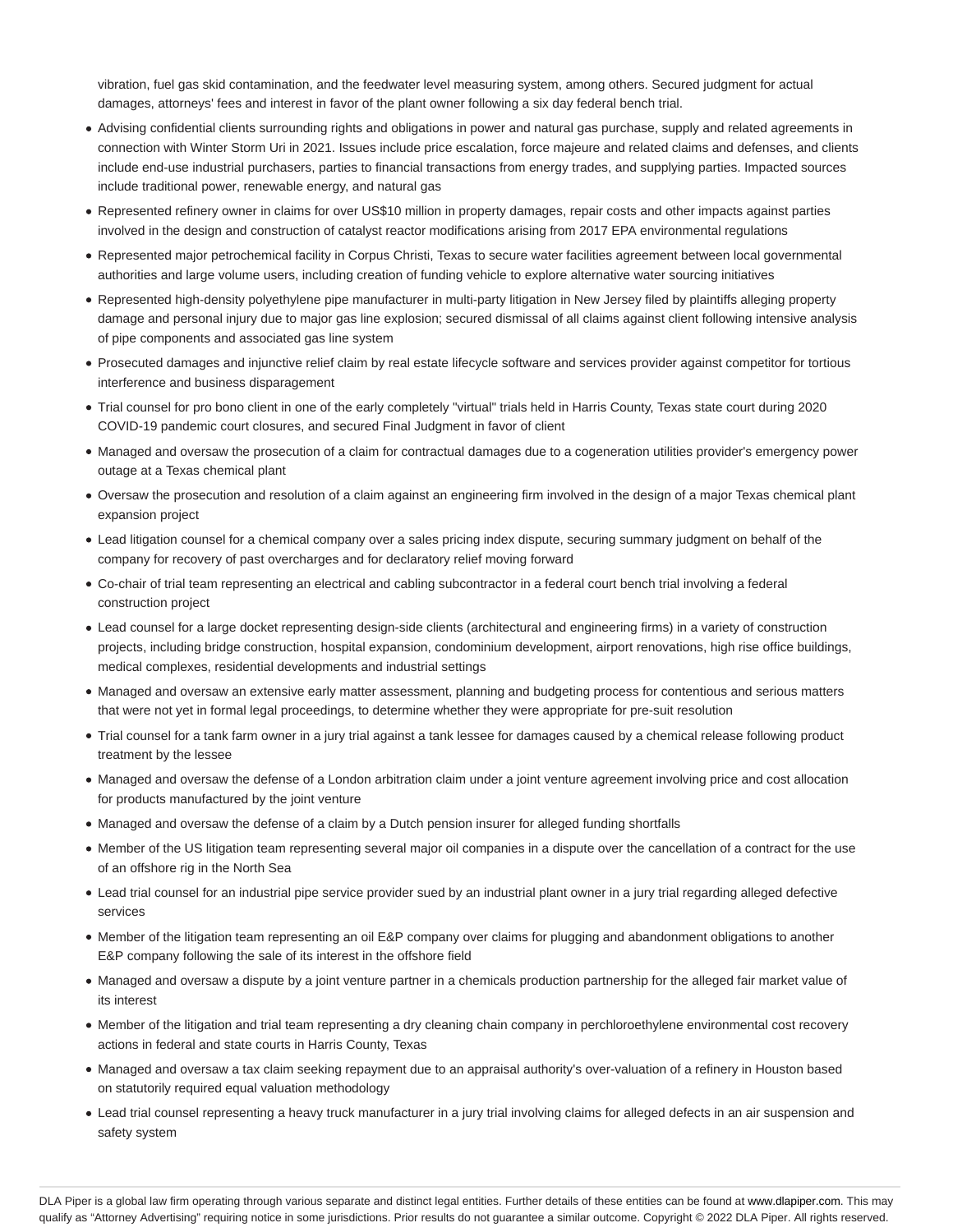vibration, fuel gas skid contamination, and the feedwater level measuring system, among others. Secured judgment for actual damages, attorneys' fees and interest in favor of the plant owner following a six day federal bench trial.

- Advising confidential clients surrounding rights and obligations in power and natural gas purchase, supply and related agreements in connection with Winter Storm Uri in 2021. Issues include price escalation, force majeure and related claims and defenses, and clients include end-use industrial purchasers, parties to financial transactions from energy trades, and supplying parties. Impacted sources include traditional power, renewable energy, and natural gas
- Represented refinery owner in claims for over US$10 million in property damages, repair costs and other impacts against parties involved in the design and construction of catalyst reactor modifications arising from 2017 EPA environmental regulations
- Represented major petrochemical facility in Corpus Christi, Texas to secure water facilities agreement between local governmental authorities and large volume users, including creation of funding vehicle to explore alternative water sourcing initiatives
- Represented high-density polyethylene pipe manufacturer in multi-party litigation in New Jersey filed by plaintiffs alleging property damage and personal injury due to major gas line explosion; secured dismissal of all claims against client following intensive analysis of pipe components and associated gas line system
- Prosecuted damages and injunctive relief claim by real estate lifecycle software and services provider against competitor for tortious interference and business disparagement
- Trial counsel for pro bono client in one of the early completely "virtual" trials held in Harris County, Texas state court during 2020 COVID-19 pandemic court closures, and secured Final Judgment in favor of client
- Managed and oversaw the prosecution of a claim for contractual damages due to a cogeneration utilities provider's emergency power outage at a Texas chemical plant
- Oversaw the prosecution and resolution of a claim against an engineering firm involved in the design of a major Texas chemical plant expansion project
- Lead litigation counsel for a chemical company over a sales pricing index dispute, securing summary judgment on behalf of the company for recovery of past overcharges and for declaratory relief moving forward
- Co-chair of trial team representing an electrical and cabling subcontractor in a federal court bench trial involving a federal construction project
- Lead counsel for a large docket representing design-side clients (architectural and engineering firms) in a variety of construction projects, including bridge construction, hospital expansion, condominium development, airport renovations, high rise office buildings, medical complexes, residential developments and industrial settings
- Managed and oversaw an extensive early matter assessment, planning and budgeting process for contentious and serious matters that were not yet in formal legal proceedings, to determine whether they were appropriate for pre-suit resolution
- Trial counsel for a tank farm owner in a jury trial against a tank lessee for damages caused by a chemical release following product treatment by the lessee
- Managed and oversaw the defense of a London arbitration claim under a joint venture agreement involving price and cost allocation for products manufactured by the joint venture
- Managed and oversaw the defense of a claim by a Dutch pension insurer for alleged funding shortfalls
- Member of the US litigation team representing several major oil companies in a dispute over the cancellation of a contract for the use of an offshore rig in the North Sea
- Lead trial counsel for an industrial pipe service provider sued by an industrial plant owner in a jury trial regarding alleged defective services
- Member of the litigation team representing an oil E&P company over claims for plugging and abandonment obligations to another E&P company following the sale of its interest in the offshore field
- Managed and oversaw a dispute by a joint venture partner in a chemicals production partnership for the alleged fair market value of its interest
- Member of the litigation and trial team representing a dry cleaning chain company in perchloroethylene environmental cost recovery actions in federal and state courts in Harris County, Texas
- Managed and oversaw a tax claim seeking repayment due to an appraisal authority's over-valuation of a refinery in Houston based on statutorily required equal valuation methodology
- Lead trial counsel representing a heavy truck manufacturer in a jury trial involving claims for alleged defects in an air suspension and safety system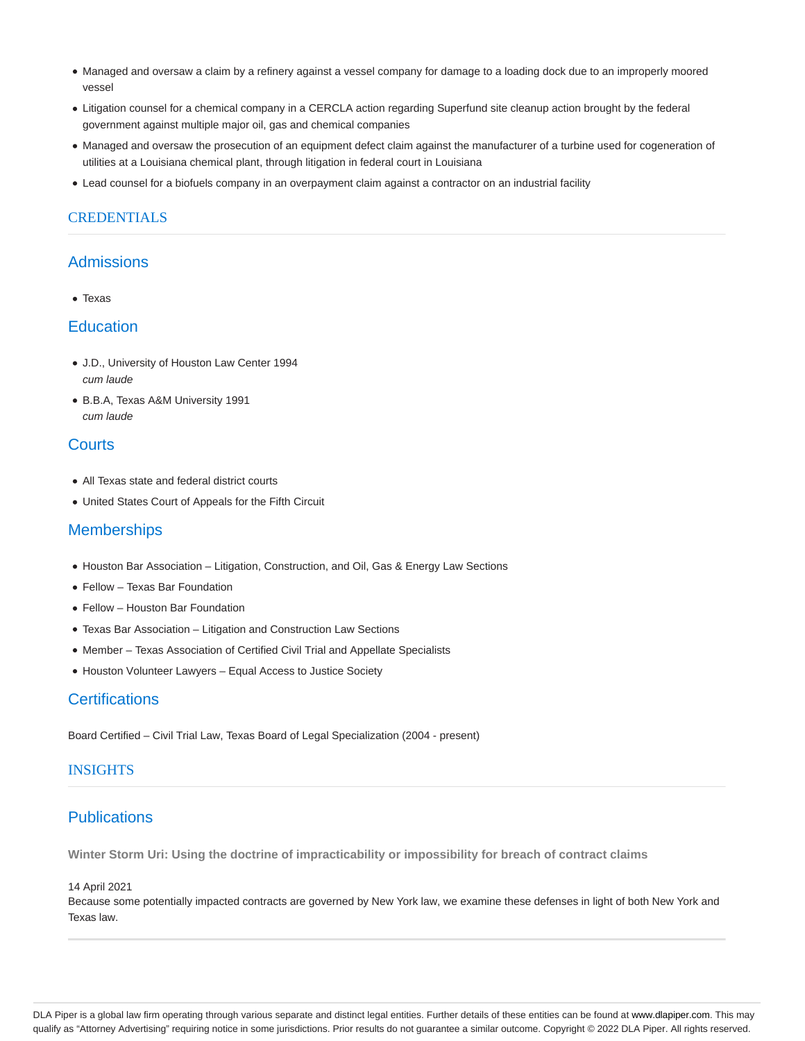- Managed and oversaw a claim by a refinery against a vessel company for damage to a loading dock due to an improperly moored vessel
- Litigation counsel for a chemical company in a CERCLA action regarding Superfund site cleanup action brought by the federal government against multiple major oil, gas and chemical companies
- Managed and oversaw the prosecution of an equipment defect claim against the manufacturer of a turbine used for cogeneration of utilities at a Louisiana chemical plant, through litigation in federal court in Louisiana
- Lead counsel for a biofuels company in an overpayment claim against a contractor on an industrial facility

## CREDENTIALS

### Admissions

- Texas

### Education

- J.D., University of Houston Law Center 1994
  *cum laude*
- B.B.A, Texas A&M University 1991
  *cum laude*

### Courts

- All Texas state and federal district courts
- United States Court of Appeals for the Fifth Circuit

### Memberships

- Houston Bar Association – Litigation, Construction, and Oil, Gas & Energy Law Sections
- Fellow – Texas Bar Foundation
- Fellow – Houston Bar Foundation
- Texas Bar Association – Litigation and Construction Law Sections
- Member – Texas Association of Certified Civil Trial and Appellate Specialists
- Houston Volunteer Lawyers – Equal Access to Justice Society

### Certifications

Board Certified – Civil Trial Law, Texas Board of Legal Specialization (2004 - present)

## INSIGHTS

### Publications

**Winter Storm Uri: Using the doctrine of impracticability or impossibility for breach of contract claims**

14 April 2021
Because some potentially impacted contracts are governed by New York law, we examine these defenses in light of both New York and Texas law.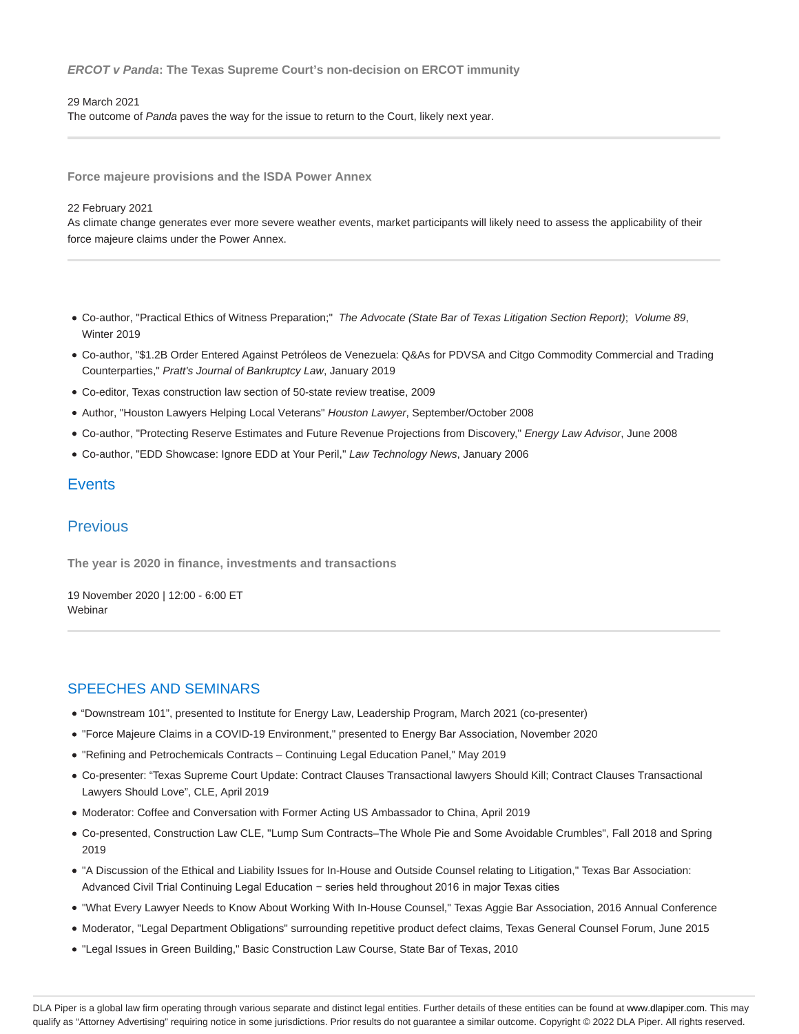**_ERCOT v Panda_: The Texas Supreme Court's non-decision on ERCOT immunity**

29 March 2021
The outcome of *Panda* paves the way for the issue to return to the Court, likely next year.

---

**Force majeure provisions and the ISDA Power Annex**

22 February 2021
As climate change generates ever more severe weather events, market participants will likely need to assess the applicability of their force majeure claims under the Power Annex.

---

- Co-author, "Practical Ethics of Witness Preparation;" *The Advocate (State Bar of Texas Litigation Section Report)*; *Volume 89*, Winter 2019
- Co-author, "$1.2B Order Entered Against Petróleos de Venezuela: Q&As for PDVSA and Citgo Commodity Commercial and Trading Counterparties," *Pratt's Journal of Bankruptcy Law*, January 2019
- Co-editor, Texas construction law section of 50-state review treatise, 2009
- Author, "Houston Lawyers Helping Local Veterans" *Houston Lawyer*, September/October 2008
- Co-author, "Protecting Reserve Estimates and Future Revenue Projections from Discovery," *Energy Law Advisor*, June 2008
- Co-author, "EDD Showcase: Ignore EDD at Your Peril," *Law Technology News*, January 2006

## Events

## Previous

**The year is 2020 in finance, investments and transactions**

19 November 2020 | 12:00 - 6:00 ET
Webinar

---

## SPEECHES AND SEMINARS

- "Downstream 101", presented to Institute for Energy Law, Leadership Program, March 2021 (co-presenter)
- "Force Majeure Claims in a COVID-19 Environment," presented to Energy Bar Association, November 2020
- "Refining and Petrochemicals Contracts – Continuing Legal Education Panel," May 2019
- Co-presenter: "Texas Supreme Court Update: Contract Clauses Transactional lawyers Should Kill; Contract Clauses Transactional Lawyers Should Love", CLE, April 2019
- Moderator: Coffee and Conversation with Former Acting US Ambassador to China, April 2019
- Co-presented, Construction Law CLE, "Lump Sum Contracts–The Whole Pie and Some Avoidable Crumbles", Fall 2018 and Spring 2019
- "A Discussion of the Ethical and Liability Issues for In-House and Outside Counsel relating to Litigation," Texas Bar Association: Advanced Civil Trial Continuing Legal Education − series held throughout 2016 in major Texas cities
- "What Every Lawyer Needs to Know About Working With In-House Counsel," Texas Aggie Bar Association, 2016 Annual Conference
- Moderator, "Legal Department Obligations" surrounding repetitive product defect claims, Texas General Counsel Forum, June 2015
- "Legal Issues in Green Building," Basic Construction Law Course, State Bar of Texas, 2010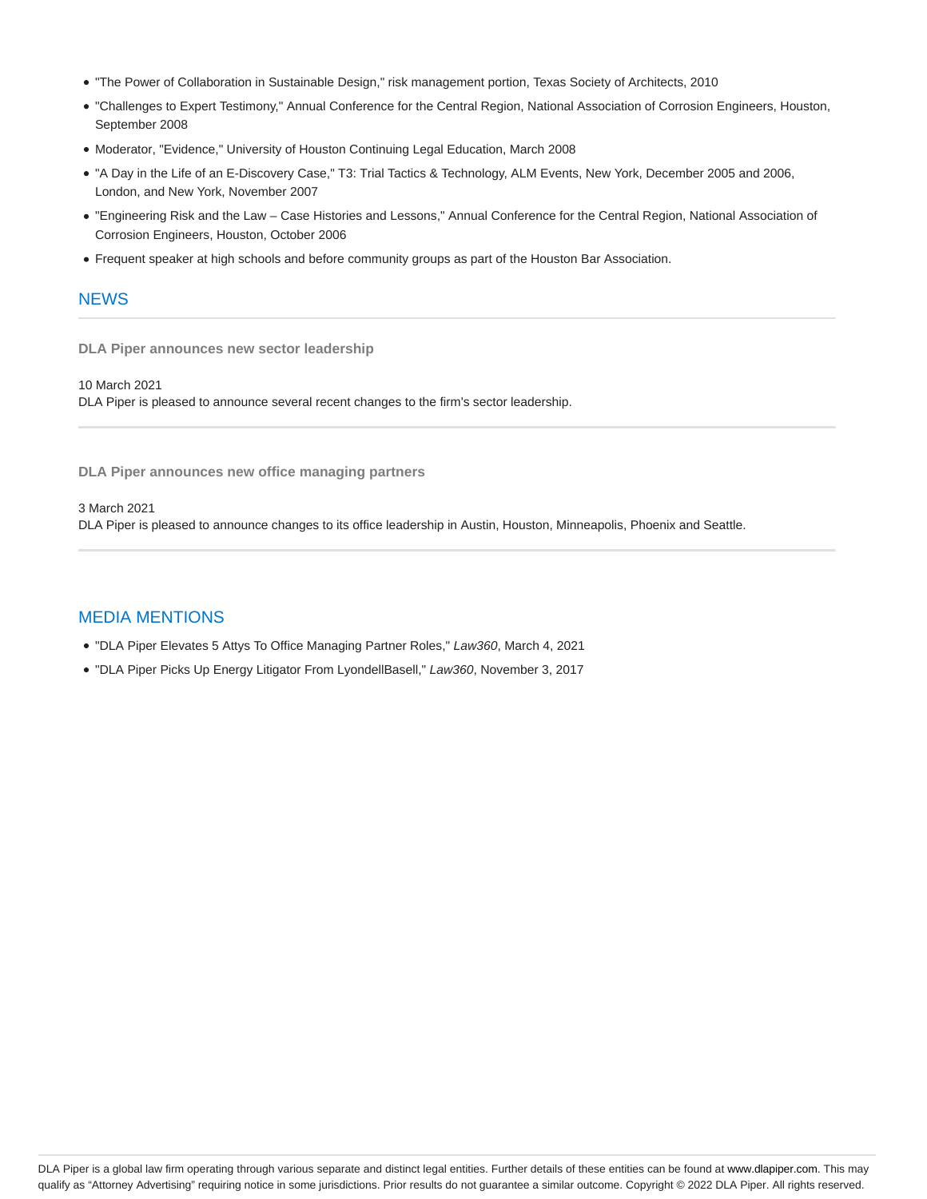- "The Power of Collaboration in Sustainable Design," risk management portion, Texas Society of Architects, 2010
- "Challenges to Expert Testimony," Annual Conference for the Central Region, National Association of Corrosion Engineers, Houston, September 2008
- Moderator, "Evidence," University of Houston Continuing Legal Education, March 2008
- "A Day in the Life of an E-Discovery Case," T3: Trial Tactics & Technology, ALM Events, New York, December 2005 and 2006, London, and New York, November 2007
- "Engineering Risk and the Law – Case Histories and Lessons," Annual Conference for the Central Region, National Association of Corrosion Engineers, Houston, October 2006
- Frequent speaker at high schools and before community groups as part of the Houston Bar Association.

## NEWS

**DLA Piper announces new sector leadership**

10 March 2021
DLA Piper is pleased to announce several recent changes to the firm's sector leadership.

**DLA Piper announces new office managing partners**

3 March 2021
DLA Piper is pleased to announce changes to its office leadership in Austin, Houston, Minneapolis, Phoenix and Seattle.

## MEDIA MENTIONS

- "DLA Piper Elevates 5 Attys To Office Managing Partner Roles," *Law360*, March 4, 2021
- "DLA Piper Picks Up Energy Litigator From LyondellBasell," *Law360*, November 3, 2017

DLA Piper is a global law firm operating through various separate and distinct legal entities. Further details of these entities can be found at www.dlapiper.com. This may qualify as "Attorney Advertising" requiring notice in some jurisdictions. Prior results do not guarantee a similar outcome. Copyright © 2022 DLA Piper. All rights reserved.